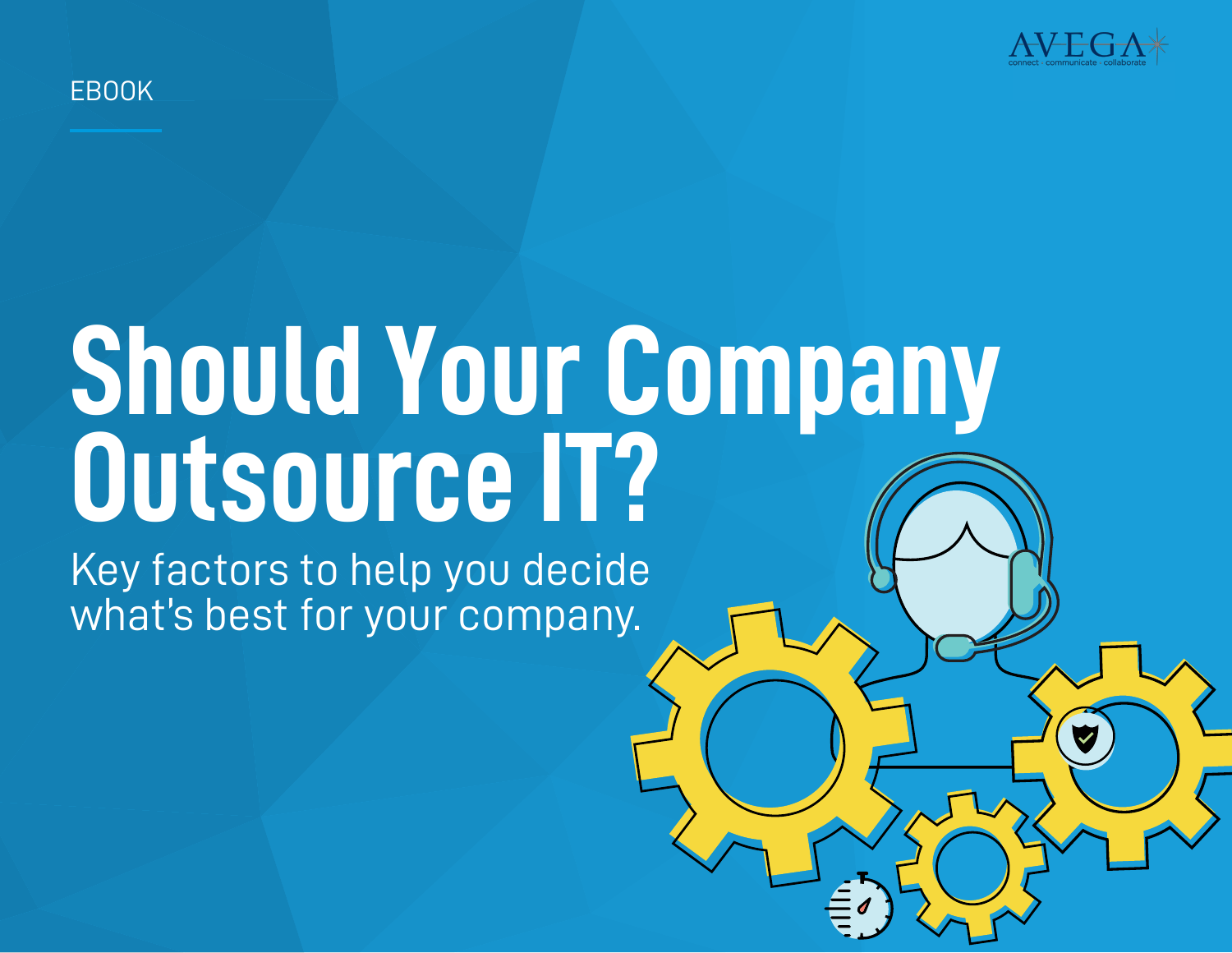AVEGA
connect · communicate · collaborate

EBOOK

# Should Your Company Outsource IT?

Key factors to help you decide what's best for your company.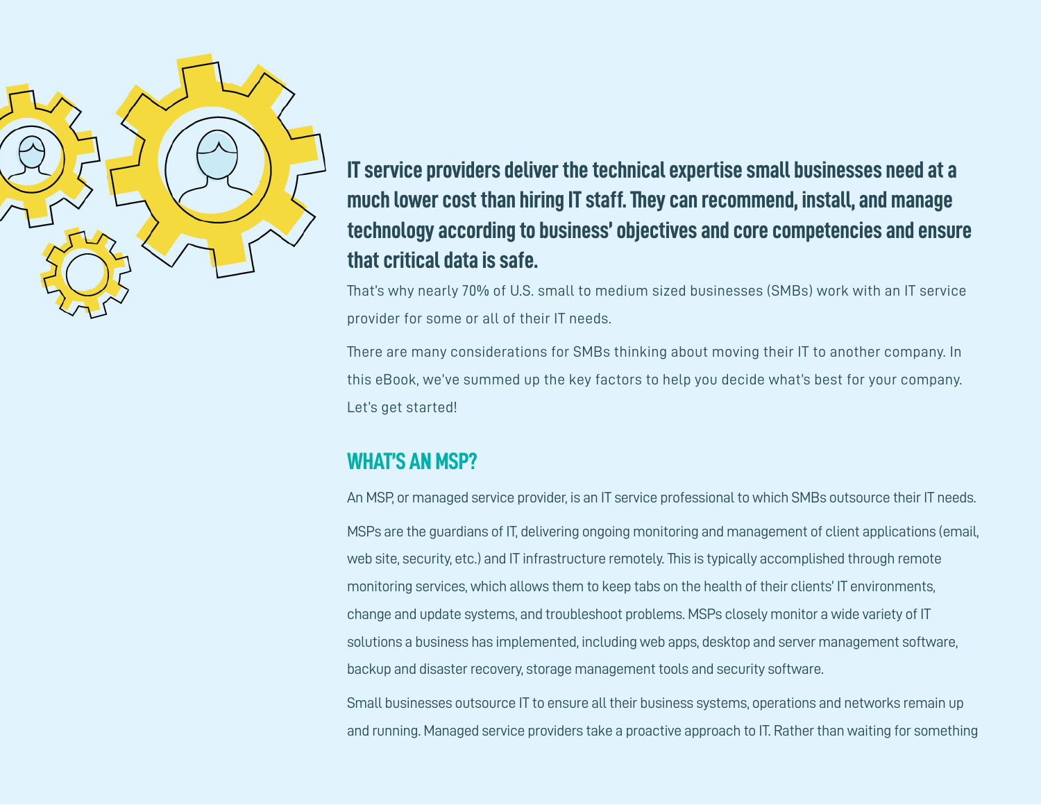**IT service providers deliver the technical expertise small businesses need at a much lower cost than hiring IT staff. They can recommend, install, and manage technology according to business' objectives and core competencies and ensure that critical data is safe.**

That's why nearly 70% of U.S. small to medium sized businesses (SMBs) work with an IT service provider for some or all of their IT needs.

There are many considerations for SMBs thinking about moving their IT to another company. In this eBook, we've summed up the key factors to help you decide what's best for your company. Let's get started!

## WHAT'S AN MSP?

An MSP, or managed service provider, is an IT service professional to which SMBs outsource their IT needs.

MSPs are the guardians of IT, delivering ongoing monitoring and management of client applications (email, web site, security, etc.) and IT infrastructure remotely. This is typically accomplished through remote monitoring services, which allows them to keep tabs on the health of their clients' IT environments, change and update systems, and troubleshoot problems. MSPs closely monitor a wide variety of IT solutions a business has implemented, including web apps, desktop and server management software, backup and disaster recovery, storage management tools and security software.

Small businesses outsource IT to ensure all their business systems, operations and networks remain up and running. Managed service providers take a proactive approach to IT. Rather than waiting for something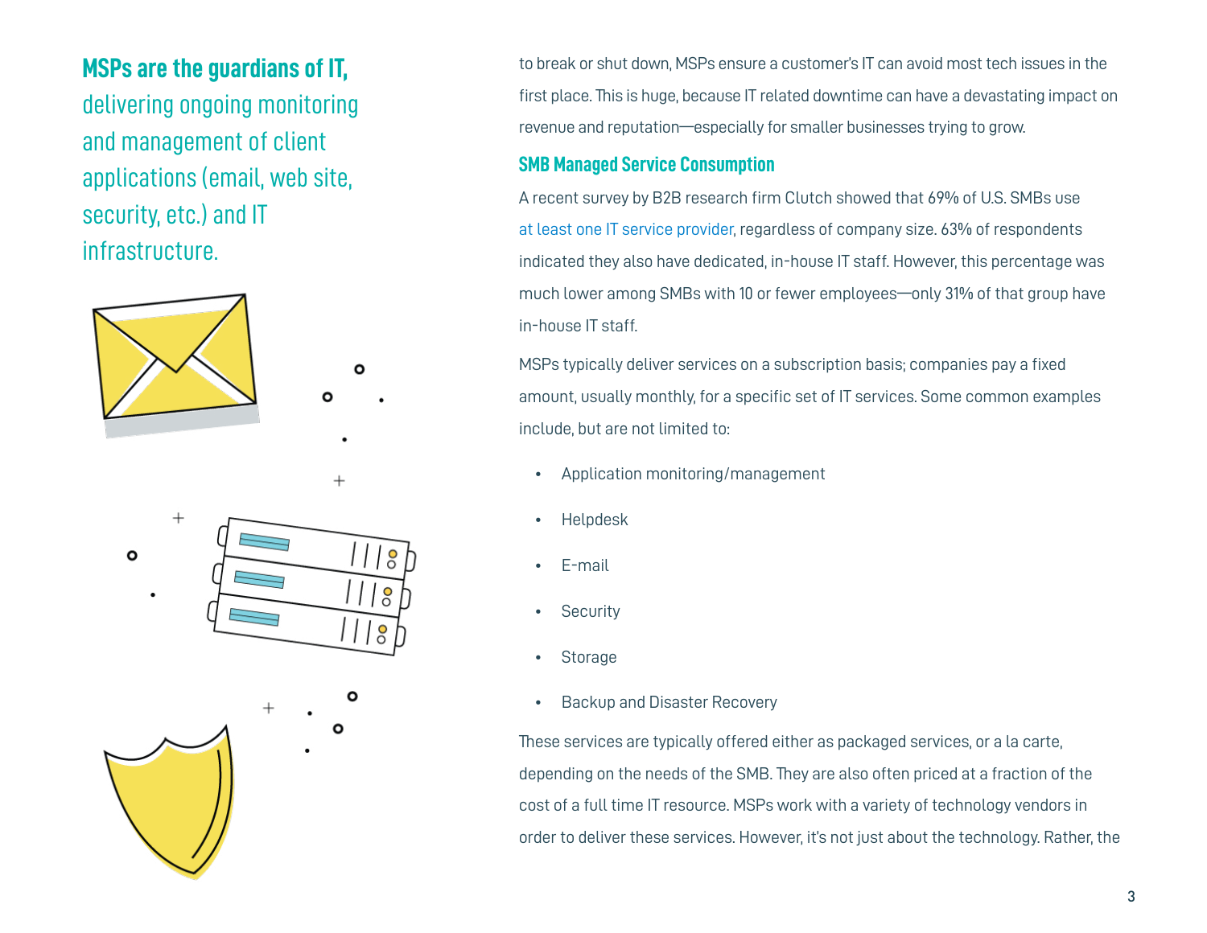**MSPs are the guardians of IT,** delivering ongoing monitoring and management of client applications (email, web site, security, etc.) and IT infrastructure.

to break or shut down, MSPs ensure a customer's IT can avoid most tech issues in the first place. This is huge, because IT related downtime can have a devastating impact on revenue and reputation—especially for smaller businesses trying to grow.

### SMB Managed Service Consumption

A recent survey by B2B research firm Clutch showed that 69% of U.S. SMBs use at least one IT service provider, regardless of company size. 63% of respondents indicated they also have dedicated, in-house IT staff. However, this percentage was much lower among SMBs with 10 or fewer employees—only 31% of that group have in-house IT staff.

MSPs typically deliver services on a subscription basis; companies pay a fixed amount, usually monthly, for a specific set of IT services. Some common examples include, but are not limited to:

- Application monitoring/management
- Helpdesk
- E-mail
- Security
- Storage
- Backup and Disaster Recovery

These services are typically offered either as packaged services, or a la carte, depending on the needs of the SMB. They are also often priced at a fraction of the cost of a full time IT resource. MSPs work with a variety of technology vendors in order to deliver these services. However, it's not just about the technology. Rather, the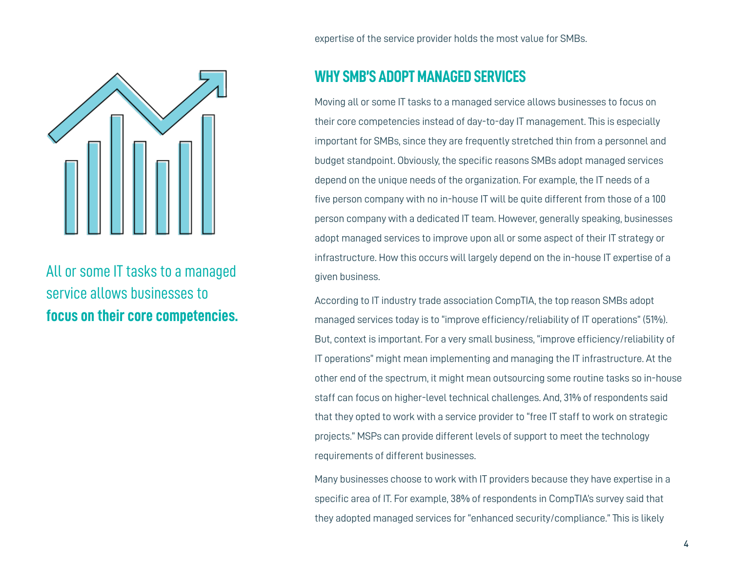expertise of the service provider holds the most value for SMBs.

All or some IT tasks to a managed service allows businesses to **focus on their core competencies.**

## WHY SMB'S ADOPT MANAGED SERVICES

Moving all or some IT tasks to a managed service allows businesses to focus on their core competencies instead of day-to-day IT management. This is especially important for SMBs, since they are frequently stretched thin from a personnel and budget standpoint. Obviously, the specific reasons SMBs adopt managed services depend on the unique needs of the organization. For example, the IT needs of a five person company with no in-house IT will be quite different from those of a 100 person company with a dedicated IT team. However, generally speaking, businesses adopt managed services to improve upon all or some aspect of their IT strategy or infrastructure. How this occurs will largely depend on the in-house IT expertise of a given business.

According to IT industry trade association CompTIA, the top reason SMBs adopt managed services today is to "improve efficiency/reliability of IT operations" (51%). But, context is important. For a very small business, "improve efficiency/reliability of IT operations" might mean implementing and managing the IT infrastructure. At the other end of the spectrum, it might mean outsourcing some routine tasks so in-house staff can focus on higher-level technical challenges. And, 31% of respondents said that they opted to work with a service provider to "free IT staff to work on strategic projects." MSPs can provide different levels of support to meet the technology requirements of different businesses.

Many businesses choose to work with IT providers because they have expertise in a specific area of IT. For example, 38% of respondents in CompTIA's survey said that they adopted managed services for "enhanced security/compliance." This is likely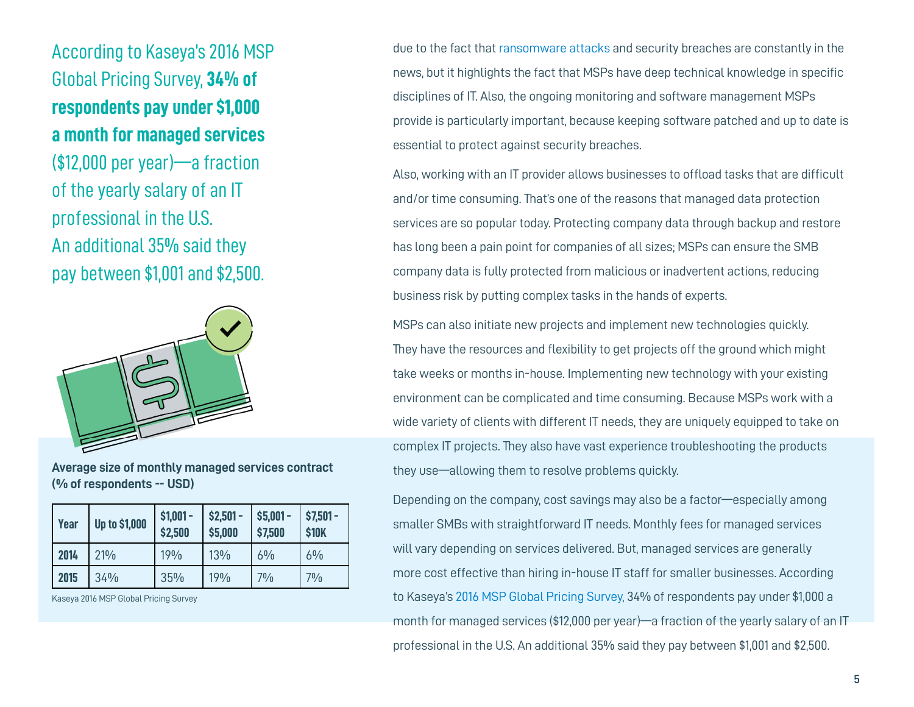According to Kaseya's 2016 MSP Global Pricing Survey, **34% of respondents pay under $1,000 a month for managed services** ($12,000 per year)—a fraction of the yearly salary of an IT professional in the U.S. An additional 35% said they pay between $1,001 and $2,500.

**Average size of monthly managed services contract (% of respondents -- USD)**

| Year | Up to $1,000 | $1,001 - $2,500 | $2,501 - $5,000 | $5,001 - $7,500 | $7,501 - $10K |
|---|---|---|---|---|---|
| 2014 | 21% | 19% | 13% | 6% | 6% |
| 2015 | 34% | 35% | 19% | 7% | 7% |

Kaseya 2016 MSP Global Pricing Survey

due to the fact that ransomware attacks and security breaches are constantly in the news, but it highlights the fact that MSPs have deep technical knowledge in specific disciplines of IT. Also, the ongoing monitoring and software management MSPs provide is particularly important, because keeping software patched and up to date is essential to protect against security breaches.

Also, working with an IT provider allows businesses to offload tasks that are difficult and/or time consuming. That's one of the reasons that managed data protection services are so popular today. Protecting company data through backup and restore has long been a pain point for companies of all sizes; MSPs can ensure the SMB company data is fully protected from malicious or inadvertent actions, reducing business risk by putting complex tasks in the hands of experts.

MSPs can also initiate new projects and implement new technologies quickly. They have the resources and flexibility to get projects off the ground which might take weeks or months in-house. Implementing new technology with your existing environment can be complicated and time consuming. Because MSPs work with a wide variety of clients with different IT needs, they are uniquely equipped to take on complex IT projects. They also have vast experience troubleshooting the products they use—allowing them to resolve problems quickly.

Depending on the company, cost savings may also be a factor—especially among smaller SMBs with straightforward IT needs. Monthly fees for managed services will vary depending on services delivered. But, managed services are generally more cost effective than hiring in-house IT staff for smaller businesses. According to Kaseya's 2016 MSP Global Pricing Survey, 34% of respondents pay under $1,000 a month for managed services ($12,000 per year)—a fraction of the yearly salary of an IT professional in the U.S. An additional 35% said they pay between $1,001 and $2,500.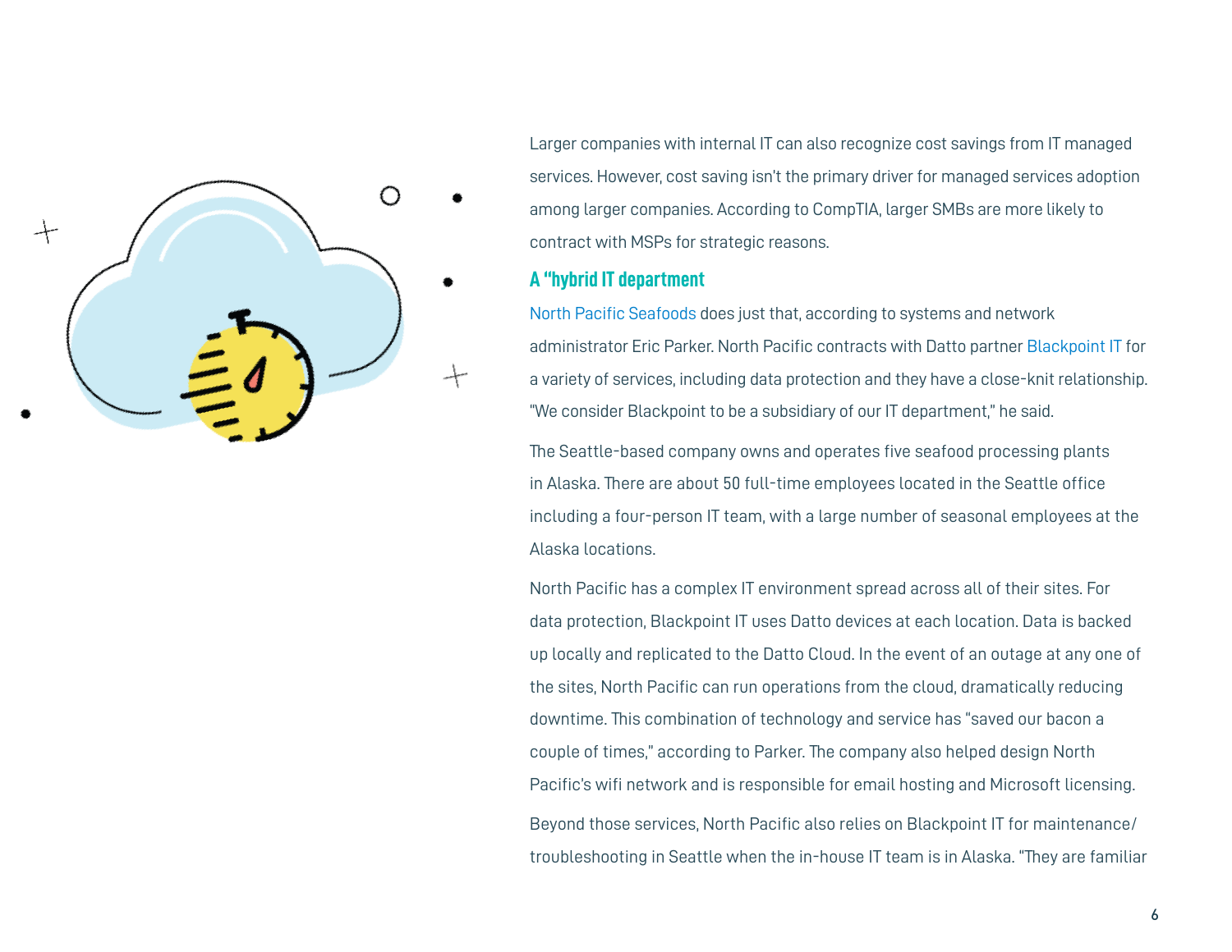Larger companies with internal IT can also recognize cost savings from IT managed services. However, cost saving isn't the primary driver for managed services adoption among larger companies. According to CompTIA, larger SMBs are more likely to contract with MSPs for strategic reasons.

## A "hybrid IT department

North Pacific Seafoods does just that, according to systems and network administrator Eric Parker. North Pacific contracts with Datto partner Blackpoint IT for a variety of services, including data protection and they have a close-knit relationship. "We consider Blackpoint to be a subsidiary of our IT department," he said.

The Seattle-based company owns and operates five seafood processing plants in Alaska. There are about 50 full-time employees located in the Seattle office including a four-person IT team, with a large number of seasonal employees at the Alaska locations.

North Pacific has a complex IT environment spread across all of their sites. For data protection, Blackpoint IT uses Datto devices at each location. Data is backed up locally and replicated to the Datto Cloud. In the event of an outage at any one of the sites, North Pacific can run operations from the cloud, dramatically reducing downtime. This combination of technology and service has "saved our bacon a couple of times," according to Parker. The company also helped design North Pacific's wifi network and is responsible for email hosting and Microsoft licensing.

Beyond those services, North Pacific also relies on Blackpoint IT for maintenance/troubleshooting in Seattle when the in-house IT team is in Alaska. "They are familiar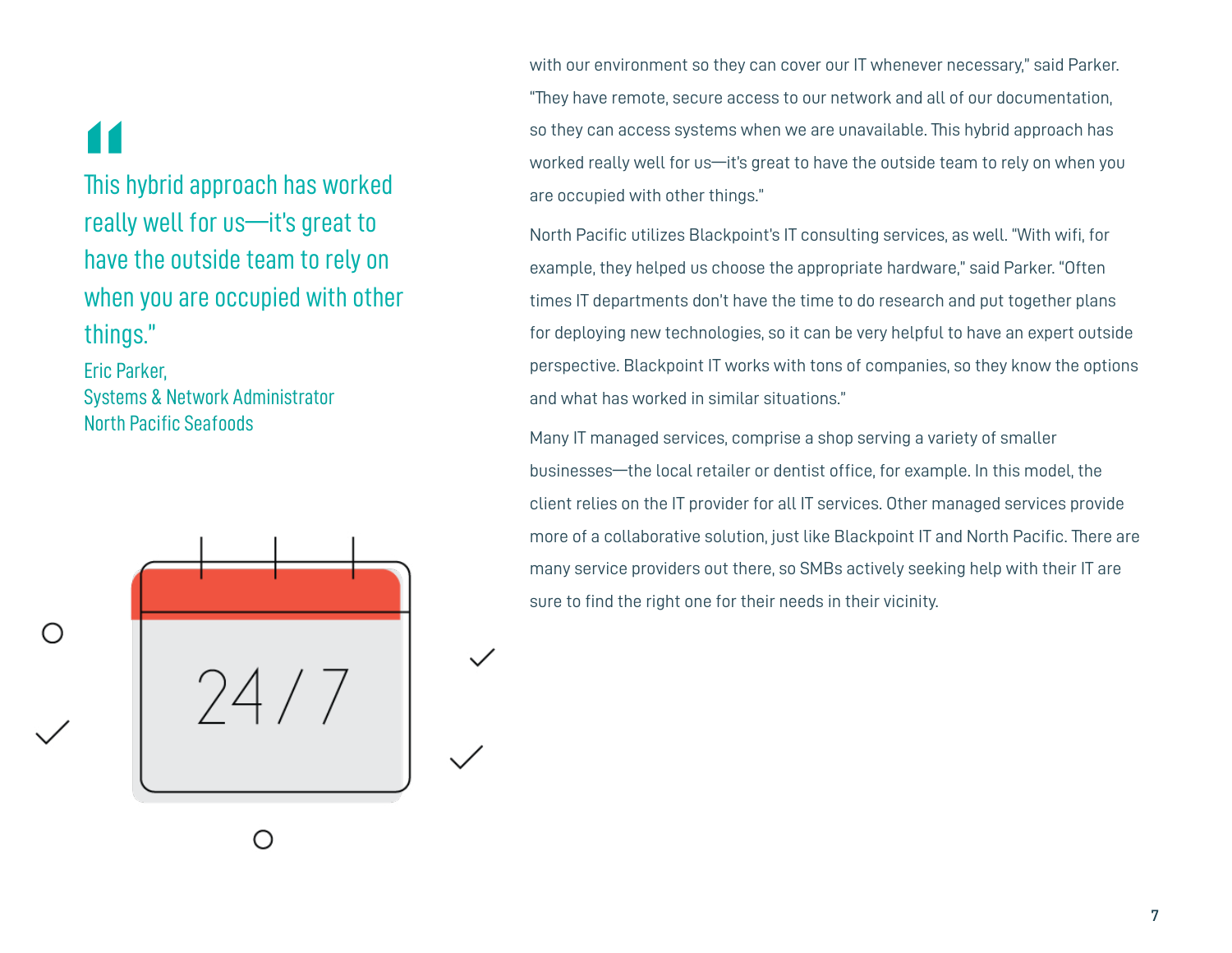> "This hybrid approach has worked really well for us—it's great to have the outside team to rely on when you are occupied with other things."
>
> Eric Parker,
> Systems & Network Administrator
> North Pacific Seafoods

with our environment so they can cover our IT whenever necessary," said Parker. "They have remote, secure access to our network and all of our documentation, so they can access systems when we are unavailable. This hybrid approach has worked really well for us—it's great to have the outside team to rely on when you are occupied with other things."

North Pacific utilizes Blackpoint's IT consulting services, as well. "With wifi, for example, they helped us choose the appropriate hardware," said Parker. "Often times IT departments don't have the time to do research and put together plans for deploying new technologies, so it can be very helpful to have an expert outside perspective. Blackpoint IT works with tons of companies, so they know the options and what has worked in similar situations."

Many IT managed services, comprise a shop serving a variety of smaller businesses—the local retailer or dentist office, for example. In this model, the client relies on the IT provider for all IT services. Other managed services provide more of a collaborative solution, just like Blackpoint IT and North Pacific. There are many service providers out there, so SMBs actively seeking help with their IT are sure to find the right one for their needs in their vicinity.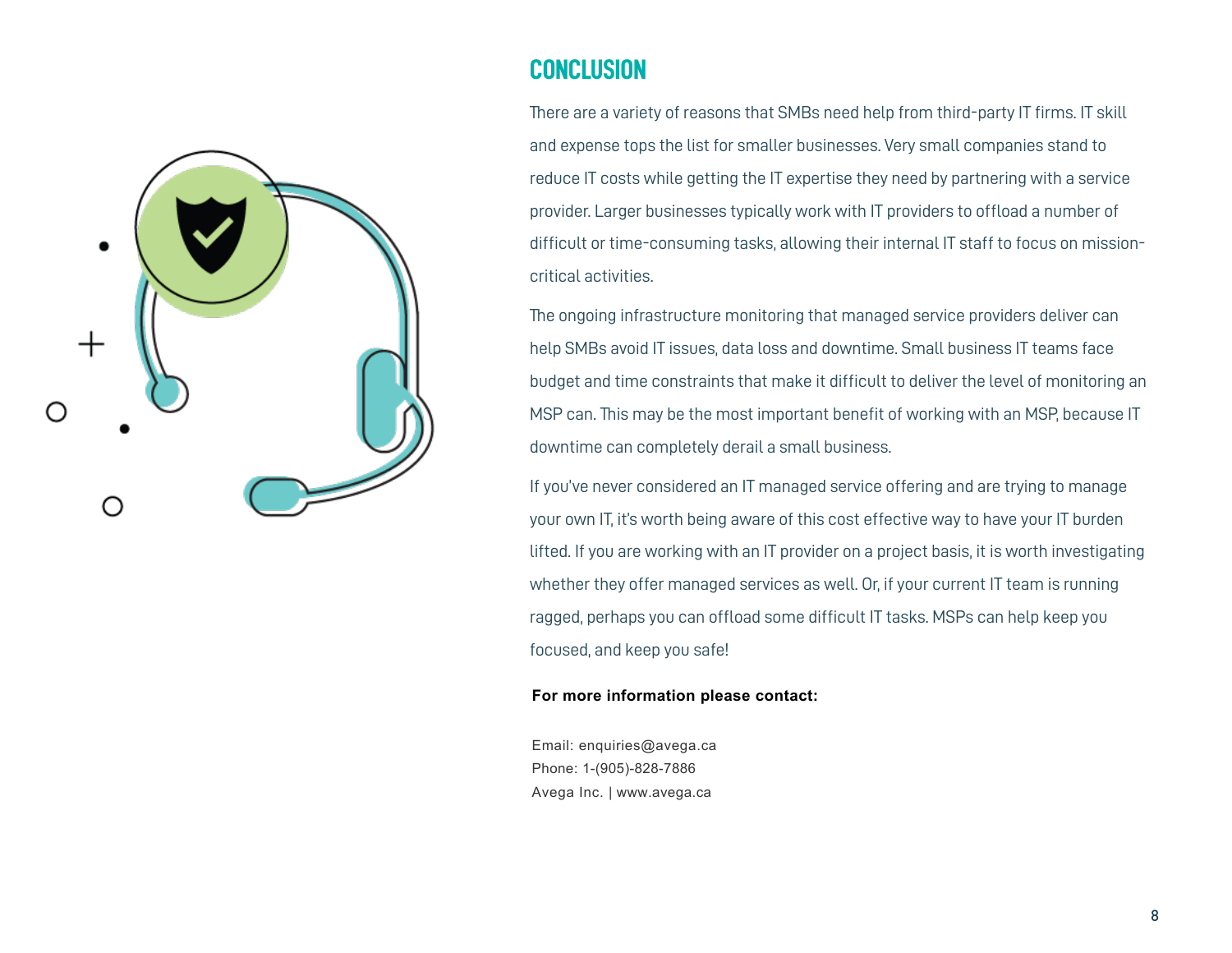## CONCLUSION

There are a variety of reasons that SMBs need help from third-party IT firms. IT skill and expense tops the list for smaller businesses. Very small companies stand to reduce IT costs while getting the IT expertise they need by partnering with a service provider. Larger businesses typically work with IT providers to offload a number of difficult or time-consuming tasks, allowing their internal IT staff to focus on mission-critical activities.

The ongoing infrastructure monitoring that managed service providers deliver can help SMBs avoid IT issues, data loss and downtime. Small business IT teams face budget and time constraints that make it difficult to deliver the level of monitoring an MSP can. This may be the most important benefit of working with an MSP, because IT downtime can completely derail a small business.

If you've never considered an IT managed service offering and are trying to manage your own IT, it's worth being aware of this cost effective way to have your IT burden lifted. If you are working with an IT provider on a project basis, it is worth investigating whether they offer managed services as well. Or, if your current IT team is running ragged, perhaps you can offload some difficult IT tasks. MSPs can help keep you focused, and keep you safe!

**For more information please contact:**

Email: enquiries@avega.ca
Phone: 1-(905)-828-7886
Avega Inc. | www.avega.ca